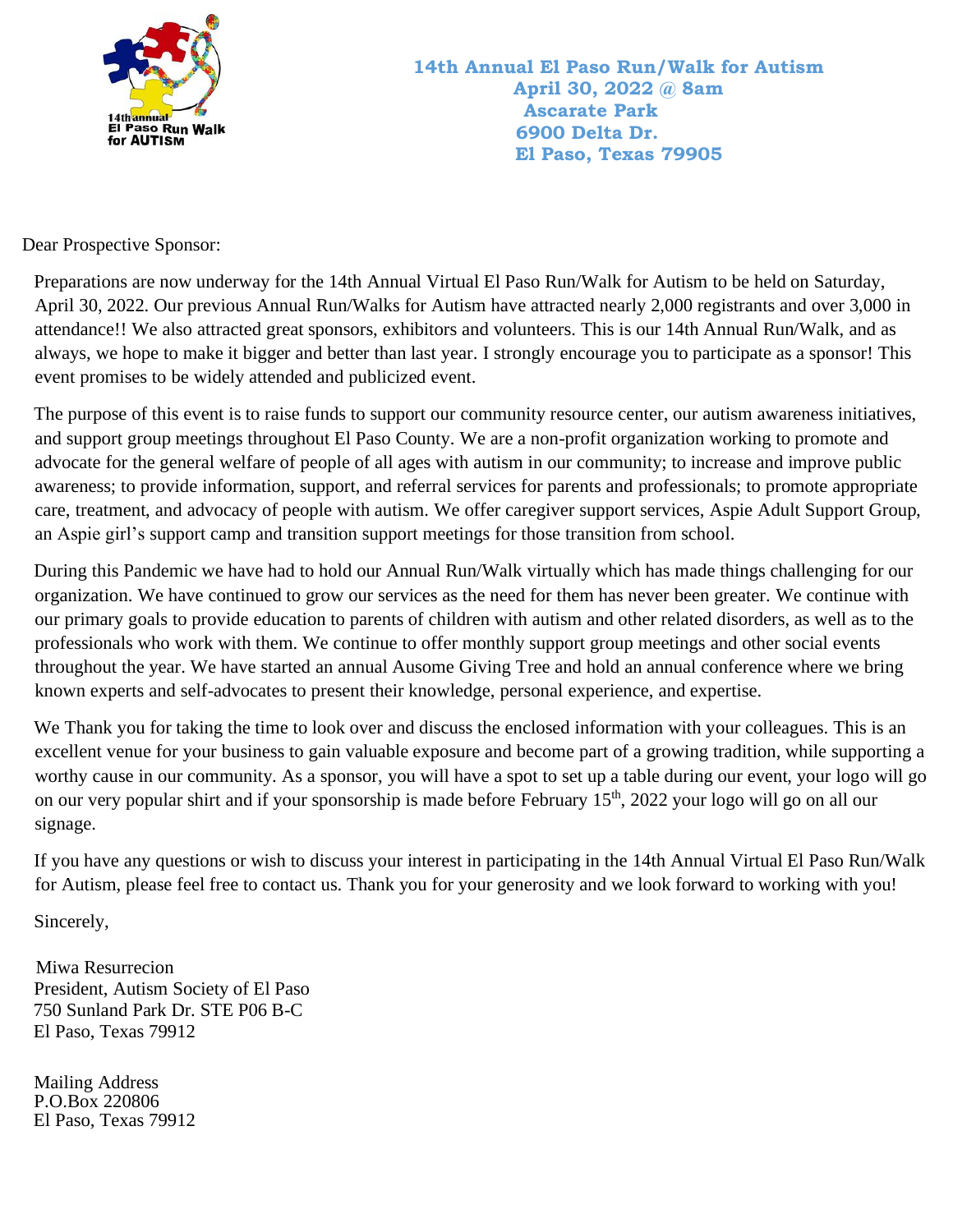14th annual
El Paso Run Walk
for AUTISM

**14th Annual El Paso Run/Walk for Autism**
**April 30, 2022 @ 8am**
**Ascarate Park**
**6900 Delta Dr.**
**El Paso, Texas 79905**

Dear Prospective Sponsor:

Preparations are now underway for the 14th Annual Virtual El Paso Run/Walk for Autism to be held on Saturday, April 30, 2022. Our previous Annual Run/Walks for Autism have attracted nearly 2,000 registrants and over 3,000 in attendance!! We also attracted great sponsors, exhibitors and volunteers. This is our 14th Annual Run/Walk, and as always, we hope to make it bigger and better than last year. I strongly encourage you to participate as a sponsor! This event promises to be widely attended and publicized event.

The purpose of this event is to raise funds to support our community resource center, our autism awareness initiatives, and support group meetings throughout El Paso County. We are a non-profit organization working to promote and advocate for the general welfare of people of all ages with autism in our community; to increase and improve public awareness; to provide information, support, and referral services for parents and professionals; to promote appropriate care, treatment, and advocacy of people with autism. We offer caregiver support services, Aspie Adult Support Group, an Aspie girl's support camp and transition support meetings for those transition from school.

During this Pandemic we have had to hold our Annual Run/Walk virtually which has made things challenging for our organization. We have continued to grow our services as the need for them has never been greater. We continue with our primary goals to provide education to parents of children with autism and other related disorders, as well as to the professionals who work with them. We continue to offer monthly support group meetings and other social events throughout the year. We have started an annual Ausome Giving Tree and hold an annual conference where we bring known experts and self-advocates to present their knowledge, personal experience, and expertise.

We Thank you for taking the time to look over and discuss the enclosed information with your colleagues. This is an excellent venue for your business to gain valuable exposure and become part of a growing tradition, while supporting a worthy cause in our community. As a sponsor, you will have a spot to set up a table during our event, your logo will go on our very popular shirt and if your sponsorship is made before February 15th, 2022 your logo will go on all our signage.

If you have any questions or wish to discuss your interest in participating in the 14th Annual Virtual El Paso Run/Walk for Autism, please feel free to contact us. Thank you for your generosity and we look forward to working with you!

Sincerely,

Miwa Resurrecion
President, Autism Society of El Paso
750 Sunland Park Dr. STE P06 B-C
El Paso, Texas 79912

Mailing Address
P.O.Box 220806
El Paso, Texas 79912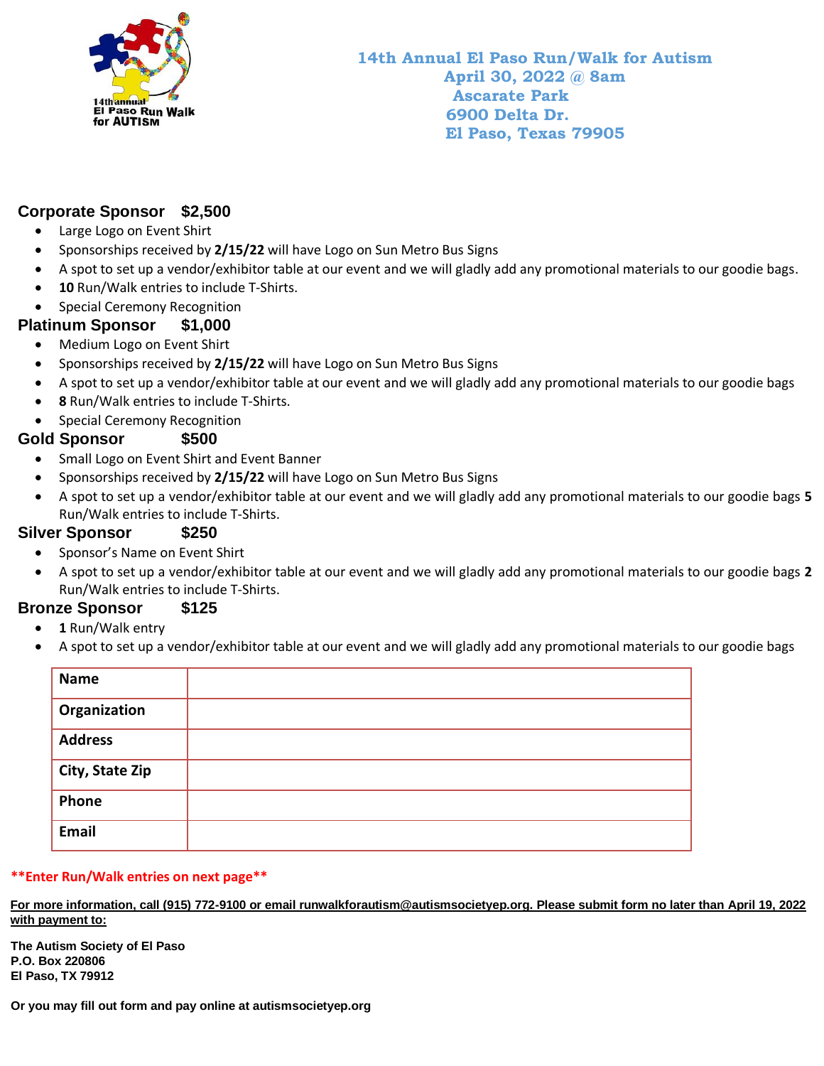14th annual El Paso Run Walk for AUTISM

**14th Annual El Paso Run/Walk for Autism**
**April 30, 2022 @ 8am**
**Ascarate Park**
**6900 Delta Dr.**
**El Paso, Texas 79905**

## Corporate Sponsor $2,500

- Large Logo on Event Shirt
- Sponsorships received by **2/15/22** will have Logo on Sun Metro Bus Signs
- A spot to set up a vendor/exhibitor table at our event and we will gladly add any promotional materials to our goodie bags.
- **10** Run/Walk entries to include T-Shirts.
- Special Ceremony Recognition

## Platinum Sponsor $1,000

- Medium Logo on Event Shirt
- Sponsorships received by **2/15/22** will have Logo on Sun Metro Bus Signs
- A spot to set up a vendor/exhibitor table at our event and we will gladly add any promotional materials to our goodie bags
- **8** Run/Walk entries to include T-Shirts.
- Special Ceremony Recognition

## Gold Sponsor $500

- Small Logo on Event Shirt and Event Banner
- Sponsorships received by **2/15/22** will have Logo on Sun Metro Bus Signs
- A spot to set up a vendor/exhibitor table at our event and we will gladly add any promotional materials to our goodie bags **5** Run/Walk entries to include T-Shirts.

## Silver Sponsor $250

- Sponsor's Name on Event Shirt
- A spot to set up a vendor/exhibitor table at our event and we will gladly add any promotional materials to our goodie bags **2** Run/Walk entries to include T-Shirts.

## Bronze Sponsor $125

- **1** Run/Walk entry
- A spot to set up a vendor/exhibitor table at our event and we will gladly add any promotional materials to our goodie bags

| | |
|---|---|
| **Name** | |
| **Organization** | |
| **Address** | |
| **City, State Zip** | |
| **Phone** | |
| **Email** | |

****Enter Run/Walk entries on next page****

**For more information, call (915) 772-9100 or email runwalkforautism@autismsocietyep.org. Please submit form no later than April 19, 2022 with payment to:**

**The Autism Society of El Paso**
**P.O. Box 220806**
**El Paso, TX 79912**

**Or you may fill out form and pay online at autismsocietyep.org**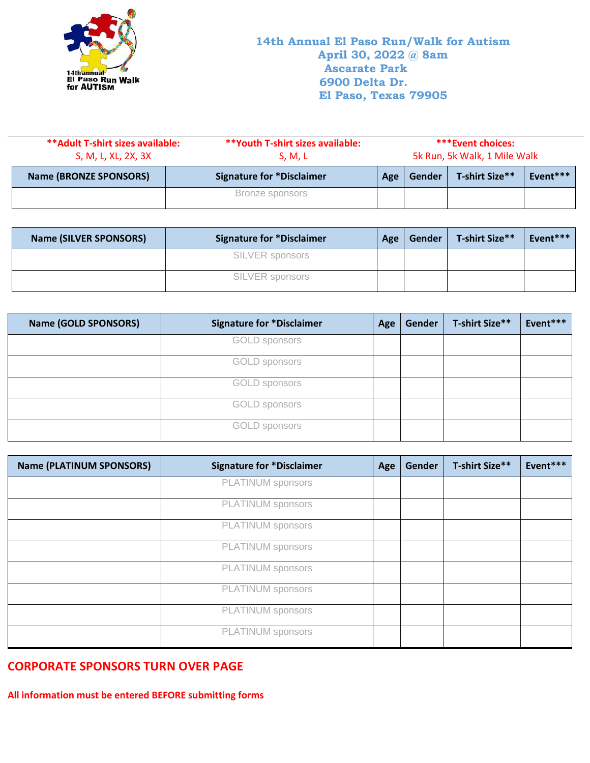14th annual El Paso Run Walk for AUTISM

**14th Annual El Paso Run/Walk for Autism**
**April 30, 2022 @ 8am**
**Ascarate Park**
**6900 Delta Dr.**
**El Paso, Texas 79905**

**\*\*Adult T-shirt sizes available:** S, M, L, XL, 2X, 3X

**\*\*Youth T-shirt sizes available:** S, M, L

**\*\*\*Event choices:** 5k Run, 5k Walk, 1 Mile Walk

| Name (BRONZE SPONSORS) | Signature for *Disclaimer | Age | Gender | T-shirt Size** | Event*** |
|---|---|---|---|---|---|
| | Bronze sponsors | | | | |

| Name (SILVER SPONSORS) | Signature for *Disclaimer | Age | Gender | T-shirt Size** | Event*** |
|---|---|---|---|---|---|
| | SILVER sponsors | | | | |
| | SILVER sponsors | | | | |

| Name (GOLD SPONSORS) | Signature for *Disclaimer | Age | Gender | T-shirt Size** | Event*** |
|---|---|---|---|---|---|
| | GOLD sponsors | | | | |
| | GOLD sponsors | | | | |
| | GOLD sponsors | | | | |
| | GOLD sponsors | | | | |
| | GOLD sponsors | | | | |

| Name (PLATINUM SPONSORS) | Signature for *Disclaimer | Age | Gender | T-shirt Size** | Event*** |
|---|---|---|---|---|---|
| | PLATINUM sponsors | | | | |
| | PLATINUM sponsors | | | | |
| | PLATINUM sponsors | | | | |
| | PLATINUM sponsors | | | | |
| | PLATINUM sponsors | | | | |
| | PLATINUM sponsors | | | | |
| | PLATINUM sponsors | | | | |
| | PLATINUM sponsors | | | | |

**CORPORATE SPONSORS TURN OVER PAGE**

**All information must be entered BEFORE submitting forms**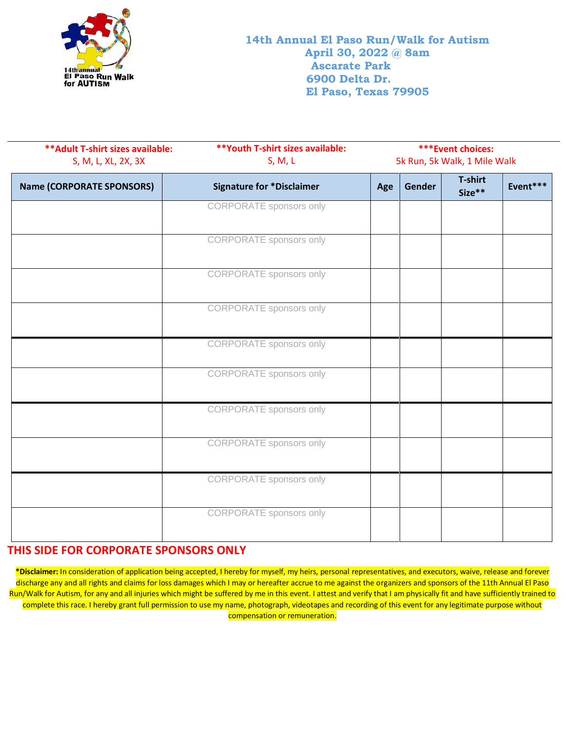14th annual El Paso Run Walk for AUTISM

**14th Annual El Paso Run/Walk for Autism**
**April 30, 2022 @ 8am**
**Ascarate Park**
**6900 Delta Dr.**
**El Paso, Texas 79905**

**Adult T-shirt sizes available:** S, M, L, XL, 2X, 3X

**Youth T-shirt sizes available:** S, M, L

***Event choices:** 5k Run, 5k Walk, 1 Mile Walk

| Name (CORPORATE SPONSORS) | Signature for *Disclaimer | Age | Gender | T-shirt Size** | Event*** |
|---|---|---|---|---|---|
| | CORPORATE sponsors only | | | | |
| | CORPORATE sponsors only | | | | |
| | CORPORATE sponsors only | | | | |
| | CORPORATE sponsors only | | | | |
| | CORPORATE sponsors only | | | | |
| | CORPORATE sponsors only | | | | |
| | CORPORATE sponsors only | | | | |
| | CORPORATE sponsors only | | | | |
| | CORPORATE sponsors only | | | | |
| | CORPORATE sponsors only | | | | |

**THIS SIDE FOR CORPORATE SPONSORS ONLY**

***Disclaimer:** In consideration of application being accepted, I hereby for myself, my heirs, personal representatives, and executors, waive, release and forever discharge any and all rights and claims for loss damages which I may or hereafter accrue to me against the organizers and sponsors of the 11th Annual El Paso Run/Walk for Autism, for any and all injuries which might be suffered by me in this event. I attest and verify that I am physically fit and have sufficiently trained to complete this race. I hereby grant full permission to use my name, photograph, videotapes and recording of this event for any legitimate purpose without compensation or remuneration.